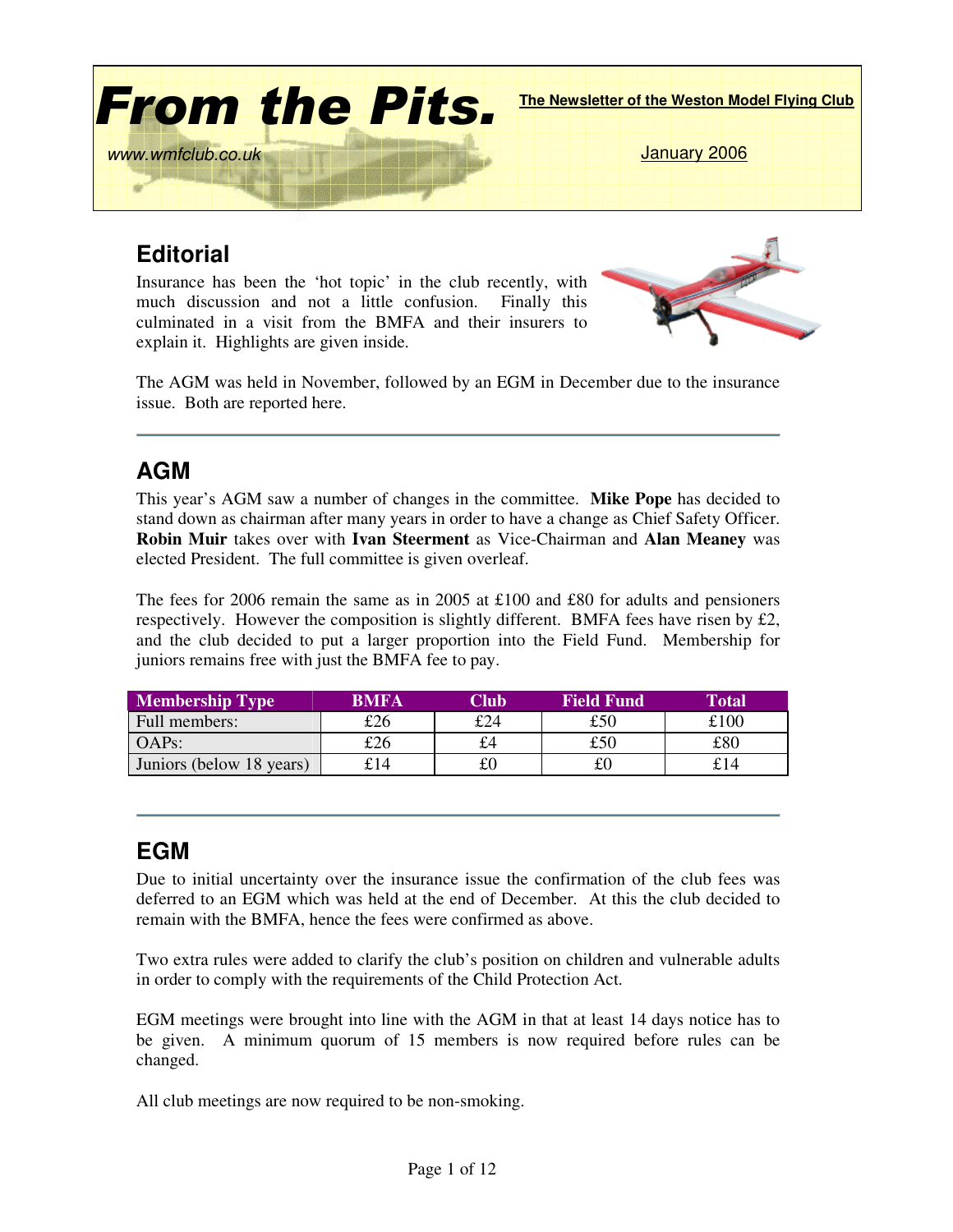# From the Pits.

**The Newsletter of the Weston Model Flying Club**

www.wmfclub.co.uk

January 2006

## Editorial

Insurance has been the 'hot topic' in the club recently, with much discussion and not a little confusion. Finally this culminated in a visit from the BMFA and their insurers to explain it. Highlights are given inside.

The AGM was held in November, followed by an EGM in December due to the insurance issue. Both are reported here.

## AGM

This year's AGM saw a number of changes in the committee. **Mike Pope** has decided to stand down as chairman after many years in order to have a change as Chief Safety Officer. **Robin Muir** takes over with **Ivan Steerment** as Vice-Chairman and **Alan Meaney** was elected President. The full committee is given overleaf.

The fees for 2006 remain the same as in 2005 at £100 and £80 for adults and pensioners respectively. However the composition is slightly different. BMFA fees have risen by £2, and the club decided to put a larger proportion into the Field Fund. Membership for juniors remains free with just the BMFA fee to pay.

| Membership Type | BMFA | Club | Field Fund | Total |
|---|---|---|---|---|
| Full members: | £26 | £24 | £50 | £100 |
| OAPs: | £26 | £4 | £50 | £80 |
| Juniors (below 18 years) | £14 | £0 | £0 | £14 |

## EGM

Due to initial uncertainty over the insurance issue the confirmation of the club fees was deferred to an EGM which was held at the end of December. At this the club decided to remain with the BMFA, hence the fees were confirmed as above.

Two extra rules were added to clarify the club's position on children and vulnerable adults in order to comply with the requirements of the Child Protection Act.

EGM meetings were brought into line with the AGM in that at least 14 days notice has to be given. A minimum quorum of 15 members is now required before rules can be changed.

All club meetings are now required to be non-smoking.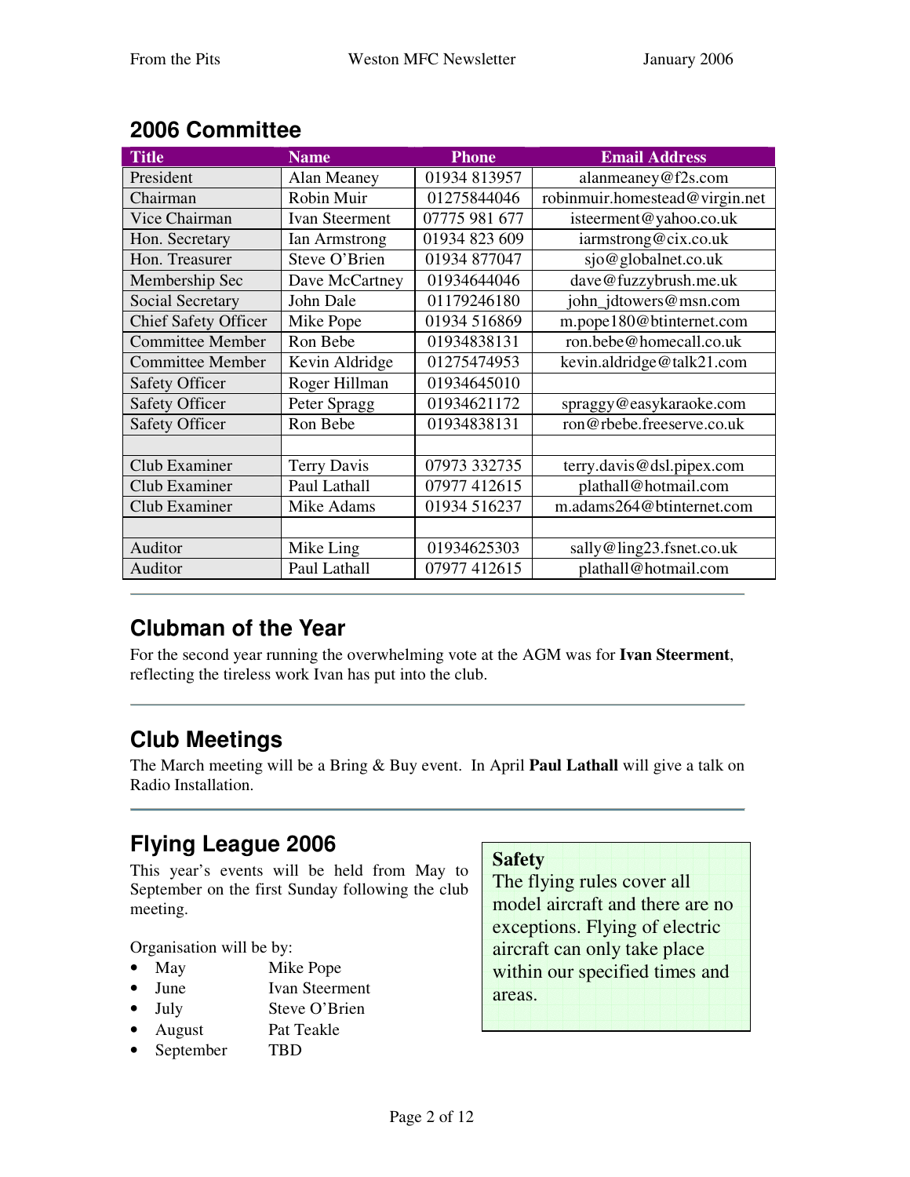## 2006 Committee

| Title | Name | Phone | Email Address |
|---|---|---|---|
| President | Alan Meaney | 01934 813957 | alanmeaney@f2s.com |
| Chairman | Robin Muir | 01275844046 | robinmuir.homestead@virgin.net |
| Vice Chairman | Ivan Steerment | 07775 981 677 | isteerment@yahoo.co.uk |
| Hon. Secretary | Ian Armstrong | 01934 823 609 | iarmstrong@cix.co.uk |
| Hon. Treasurer | Steve O'Brien | 01934 877047 | sjo@globalnet.co.uk |
| Membership Sec | Dave McCartney | 01934644046 | dave@fuzzybrush.me.uk |
| Social Secretary | John Dale | 01179246180 | john_jdtowers@msn.com |
| Chief Safety Officer | Mike Pope | 01934 516869 | m.pope180@btinternet.com |
| Committee Member | Ron Bebe | 01934838131 | ron.bebe@homecall.co.uk |
| Committee Member | Kevin Aldridge | 01275474953 | kevin.aldridge@talk21.com |
| Safety Officer | Roger Hillman | 01934645010 | |
| Safety Officer | Peter Spragg | 01934621172 | spraggy@easykaraoke.com |
| Safety Officer | Ron Bebe | 01934838131 | ron@rbebe.freeserve.co.uk |
| | | | |
| Club Examiner | Terry Davis | 07973 332735 | terry.davis@dsl.pipex.com |
| Club Examiner | Paul Lathall | 07977 412615 | plathall@hotmail.com |
| Club Examiner | Mike Adams | 01934 516237 | m.adams264@btinternet.com |
| | | | |
| Auditor | Mike Ling | 01934625303 | sally@ling23.fsnet.co.uk |
| Auditor | Paul Lathall | 07977 412615 | plathall@hotmail.com |

## Clubman of the Year

For the second year running the overwhelming vote at the AGM was for **Ivan Steerment**, reflecting the tireless work Ivan has put into the club.

## Club Meetings

The March meeting will be a Bring & Buy event. In April **Paul Lathall** will give a talk on Radio Installation.

## Flying League 2006

This year's events will be held from May to September on the first Sunday following the club meeting.

Organisation will be by:

- May — Mike Pope
- June — Ivan Steerment
- July — Steve O'Brien
- August — Pat Teakle
- September — TBD

**Safety**

The flying rules cover all model aircraft and there are no exceptions. Flying of electric aircraft can only take place within our specified times and areas.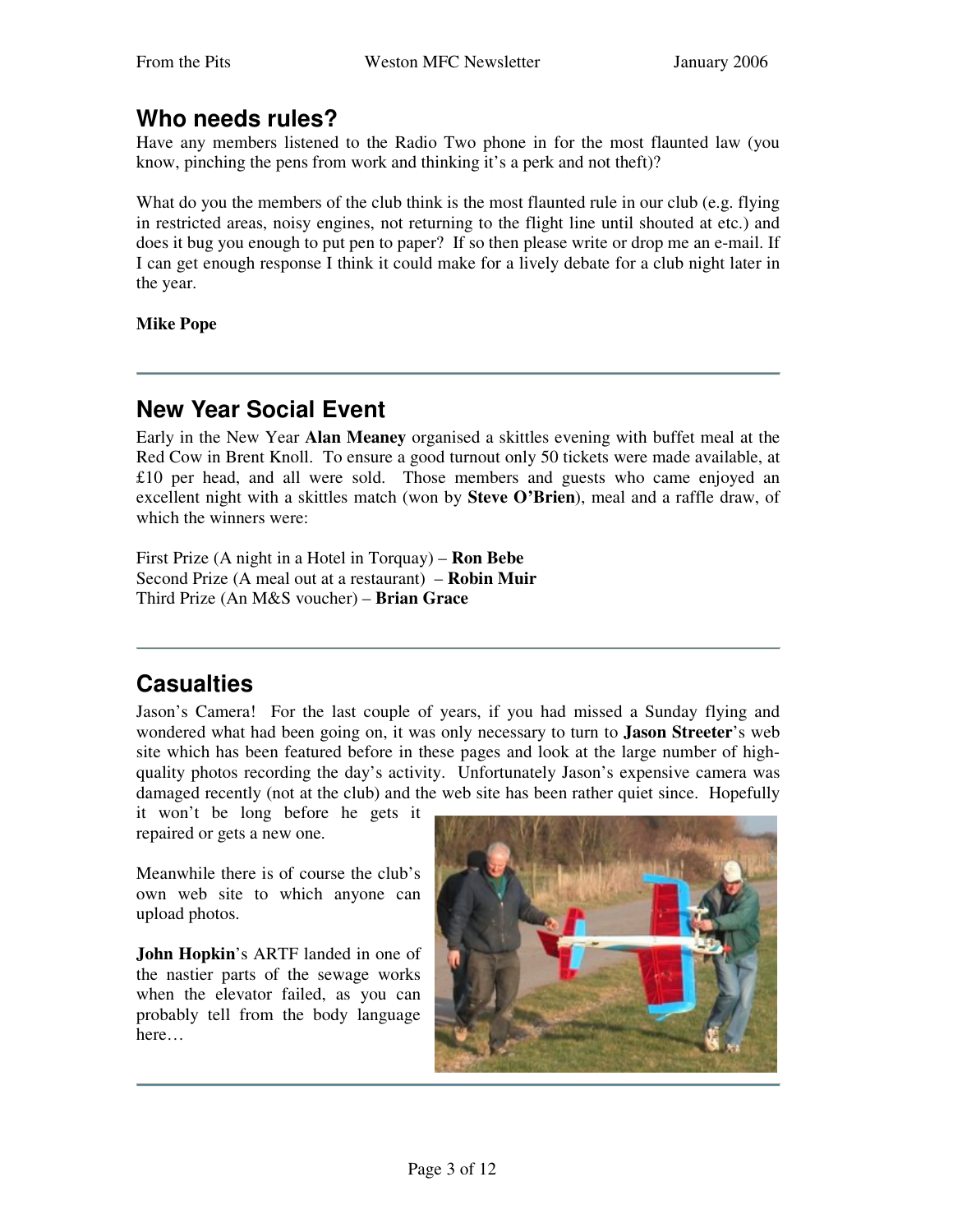## Who needs rules?

Have any members listened to the Radio Two phone in for the most flaunted law (you know, pinching the pens from work and thinking it's a perk and not theft)?

What do you the members of the club think is the most flaunted rule in our club (e.g. flying in restricted areas, noisy engines, not returning to the flight line until shouted at etc.) and does it bug you enough to put pen to paper? If so then please write or drop me an e-mail. If I can get enough response I think it could make for a lively debate for a club night later in the year.

**Mike Pope**

---

## New Year Social Event

Early in the New Year **Alan Meaney** organised a skittles evening with buffet meal at the Red Cow in Brent Knoll. To ensure a good turnout only 50 tickets were made available, at £10 per head, and all were sold. Those members and guests who came enjoyed an excellent night with a skittles match (won by **Steve O'Brien**), meal and a raffle draw, of which the winners were:

First Prize (A night in a Hotel in Torquay) – **Ron Bebe**
Second Prize (A meal out at a restaurant) – **Robin Muir**
Third Prize (An M&S voucher) – **Brian Grace**

---

## Casualties

Jason's Camera! For the last couple of years, if you had missed a Sunday flying and wondered what had been going on, it was only necessary to turn to **Jason Streeter**'s web site which has been featured before in these pages and look at the large number of high-quality photos recording the day's activity. Unfortunately Jason's expensive camera was damaged recently (not at the club) and the web site has been rather quiet since. Hopefully it won't be long before he gets it repaired or gets a new one.

Meanwhile there is of course the club's own web site to which anyone can upload photos.

**John Hopkin**'s ARTF landed in one of the nastier parts of the sewage works when the elevator failed, as you can probably tell from the body language here…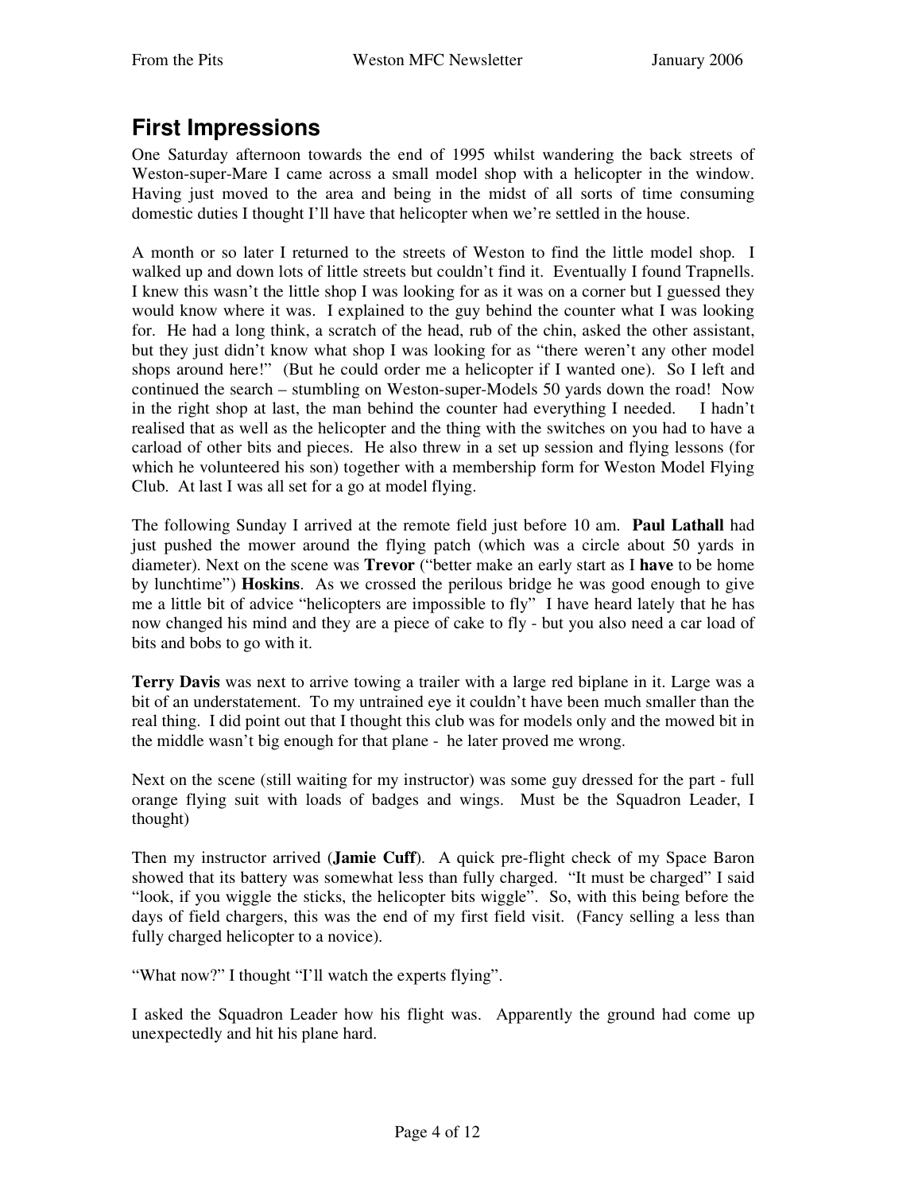# First Impressions

One Saturday afternoon towards the end of 1995 whilst wandering the back streets of Weston-super-Mare I came across a small model shop with a helicopter in the window. Having just moved to the area and being in the midst of all sorts of time consuming domestic duties I thought I'll have that helicopter when we're settled in the house.

A month or so later I returned to the streets of Weston to find the little model shop. I walked up and down lots of little streets but couldn't find it. Eventually I found Trapnells. I knew this wasn't the little shop I was looking for as it was on a corner but I guessed they would know where it was. I explained to the guy behind the counter what I was looking for. He had a long think, a scratch of the head, rub of the chin, asked the other assistant, but they just didn't know what shop I was looking for as "there weren't any other model shops around here!" (But he could order me a helicopter if I wanted one). So I left and continued the search – stumbling on Weston-super-Models 50 yards down the road! Now in the right shop at last, the man behind the counter had everything I needed. I hadn't realised that as well as the helicopter and the thing with the switches on you had to have a carload of other bits and pieces. He also threw in a set up session and flying lessons (for which he volunteered his son) together with a membership form for Weston Model Flying Club. At last I was all set for a go at model flying.

The following Sunday I arrived at the remote field just before 10 am. **Paul Lathall** had just pushed the mower around the flying patch (which was a circle about 50 yards in diameter). Next on the scene was **Trevor** ("better make an early start as I **have** to be home by lunchtime") **Hoskins**. As we crossed the perilous bridge he was good enough to give me a little bit of advice "helicopters are impossible to fly" I have heard lately that he has now changed his mind and they are a piece of cake to fly - but you also need a car load of bits and bobs to go with it.

**Terry Davis** was next to arrive towing a trailer with a large red biplane in it. Large was a bit of an understatement. To my untrained eye it couldn't have been much smaller than the real thing. I did point out that I thought this club was for models only and the mowed bit in the middle wasn't big enough for that plane - he later proved me wrong.

Next on the scene (still waiting for my instructor) was some guy dressed for the part - full orange flying suit with loads of badges and wings. Must be the Squadron Leader, I thought)

Then my instructor arrived (**Jamie Cuff**). A quick pre-flight check of my Space Baron showed that its battery was somewhat less than fully charged. "It must be charged" I said "look, if you wiggle the sticks, the helicopter bits wiggle". So, with this being before the days of field chargers, this was the end of my first field visit. (Fancy selling a less than fully charged helicopter to a novice).

"What now?" I thought "I'll watch the experts flying".

I asked the Squadron Leader how his flight was. Apparently the ground had come up unexpectedly and hit his plane hard.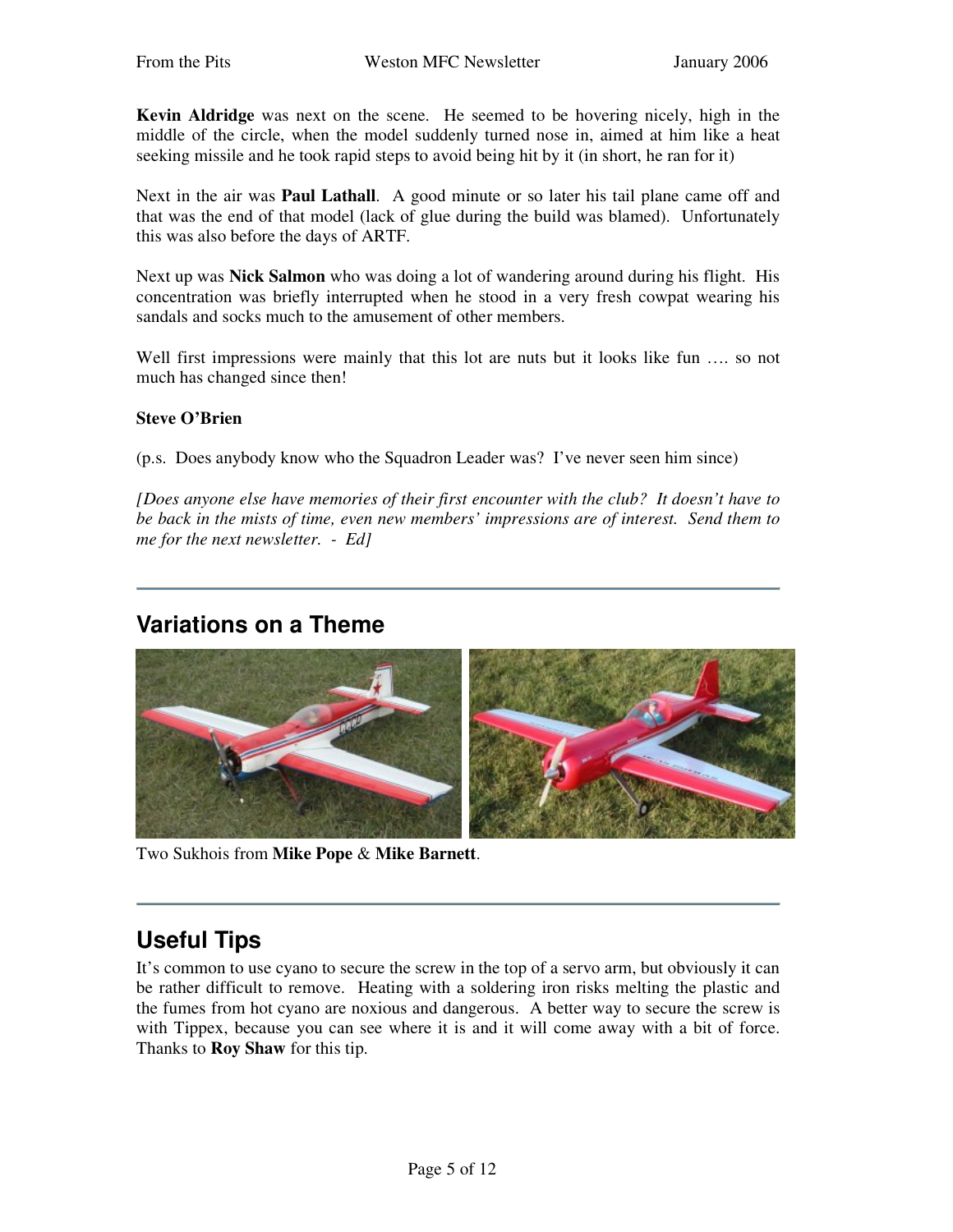**Kevin Aldridge** was next on the scene. He seemed to be hovering nicely, high in the middle of the circle, when the model suddenly turned nose in, aimed at him like a heat seeking missile and he took rapid steps to avoid being hit by it (in short, he ran for it)

Next in the air was **Paul Lathall**. A good minute or so later his tail plane came off and that was the end of that model (lack of glue during the build was blamed). Unfortunately this was also before the days of ARTF.

Next up was **Nick Salmon** who was doing a lot of wandering around during his flight. His concentration was briefly interrupted when he stood in a very fresh cowpat wearing his sandals and socks much to the amusement of other members.

Well first impressions were mainly that this lot are nuts but it looks like fun …. so not much has changed since then!

**Steve O'Brien**

(p.s. Does anybody know who the Squadron Leader was? I've never seen him since)

*[Does anyone else have memories of their first encounter with the club? It doesn't have to be back in the mists of time, even new members' impressions are of interest. Send them to me for the next newsletter. - Ed]*

## Variations on a Theme

Two Sukhois from **Mike Pope** & **Mike Barnett**.

## Useful Tips

It's common to use cyano to secure the screw in the top of a servo arm, but obviously it can be rather difficult to remove. Heating with a soldering iron risks melting the plastic and the fumes from hot cyano are noxious and dangerous. A better way to secure the screw is with Tippex, because you can see where it is and it will come away with a bit of force. Thanks to **Roy Shaw** for this tip.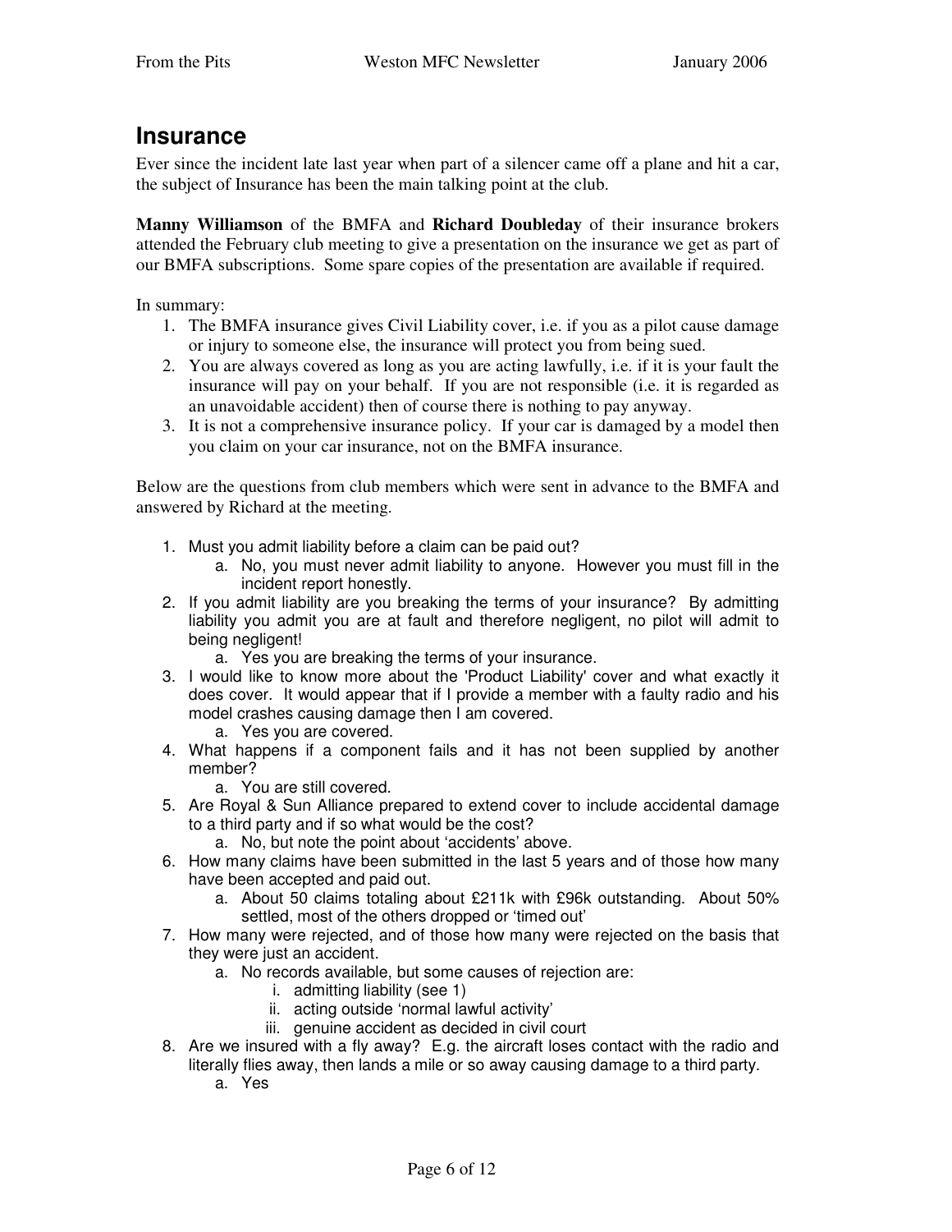## Insurance

Ever since the incident late last year when part of a silencer came off a plane and hit a car, the subject of Insurance has been the main talking point at the club.

**Manny Williamson** of the BMFA and **Richard Doubleday** of their insurance brokers attended the February club meeting to give a presentation on the insurance we get as part of our BMFA subscriptions. Some spare copies of the presentation are available if required.

In summary:

1. The BMFA insurance gives Civil Liability cover, i.e. if you as a pilot cause damage or injury to someone else, the insurance will protect you from being sued.
2. You are always covered as long as you are acting lawfully, i.e. if it is your fault the insurance will pay on your behalf. If you are not responsible (i.e. it is regarded as an unavoidable accident) then of course there is nothing to pay anyway.
3. It is not a comprehensive insurance policy. If your car is damaged by a model then you claim on your car insurance, not on the BMFA insurance.

Below are the questions from club members which were sent in advance to the BMFA and answered by Richard at the meeting.

1. Must you admit liability before a claim can be paid out?
   a. No, you must never admit liability to anyone. However you must fill in the incident report honestly.
2. If you admit liability are you breaking the terms of your insurance? By admitting liability you admit you are at fault and therefore negligent, no pilot will admit to being negligent!
   a. Yes you are breaking the terms of your insurance.
3. I would like to know more about the 'Product Liability' cover and what exactly it does cover. It would appear that if I provide a member with a faulty radio and his model crashes causing damage then I am covered.
   a. Yes you are covered.
4. What happens if a component fails and it has not been supplied by another member?
   a. You are still covered.
5. Are Royal & Sun Alliance prepared to extend cover to include accidental damage to a third party and if so what would be the cost?
   a. No, but note the point about 'accidents' above.
6. How many claims have been submitted in the last 5 years and of those how many have been accepted and paid out.
   a. About 50 claims totaling about £211k with £96k outstanding. About 50% settled, most of the others dropped or 'timed out'
7. How many were rejected, and of those how many were rejected on the basis that they were just an accident.
   a. No records available, but some causes of rejection are:
      i. admitting liability (see 1)
      ii. acting outside 'normal lawful activity'
      iii. genuine accident as decided in civil court
8. Are we insured with a fly away? E.g. the aircraft loses contact with the radio and literally flies away, then lands a mile or so away causing damage to a third party.
   a. Yes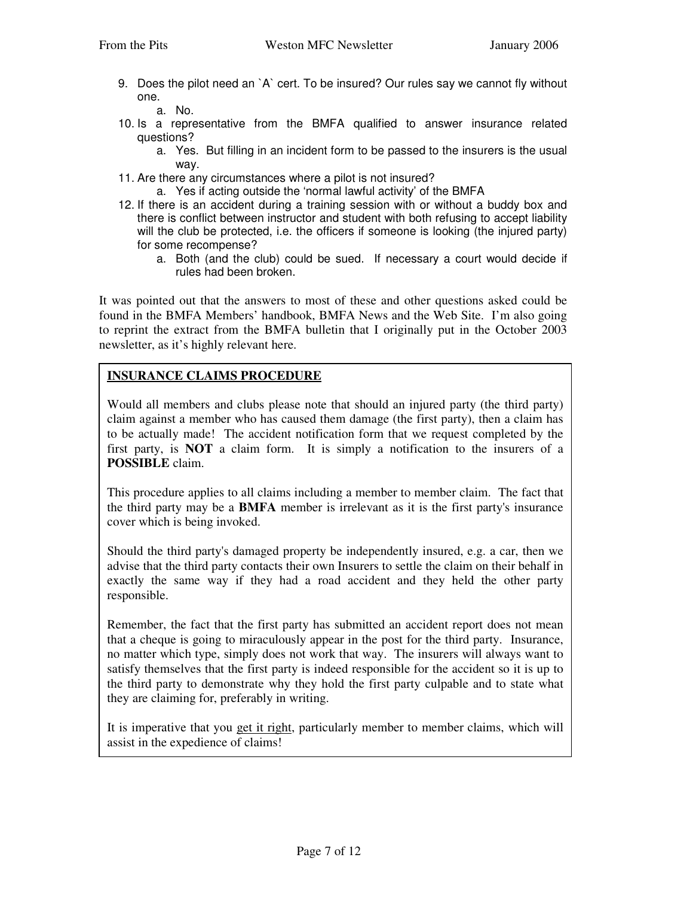9. Does the pilot need an `A` cert. To be insured? Our rules say we cannot fly without one.
   a. No.
10. Is a representative from the BMFA qualified to answer insurance related questions?
    a. Yes. But filling in an incident form to be passed to the insurers is the usual way.
11. Are there any circumstances where a pilot is not insured?
    a. Yes if acting outside the 'normal lawful activity' of the BMFA
12. If there is an accident during a training session with or without a buddy box and there is conflict between instructor and student with both refusing to accept liability will the club be protected, i.e. the officers if someone is looking (the injured party) for some recompense?
    a. Both (and the club) could be sued. If necessary a court would decide if rules had been broken.

It was pointed out that the answers to most of these and other questions asked could be found in the BMFA Members' handbook, BMFA News and the Web Site. I'm also going to reprint the extract from the BMFA bulletin that I originally put in the October 2003 newsletter, as it's highly relevant here.

> **INSURANCE CLAIMS PROCEDURE**
>
> Would all members and clubs please note that should an injured party (the third party) claim against a member who has caused them damage (the first party), then a claim has to be actually made! The accident notification form that we request completed by the first party, is **NOT** a claim form. It is simply a notification to the insurers of a **POSSIBLE** claim.
>
> This procedure applies to all claims including a member to member claim. The fact that the third party may be a **BMFA** member is irrelevant as it is the first party's insurance cover which is being invoked.
>
> Should the third party's damaged property be independently insured, e.g. a car, then we advise that the third party contacts their own Insurers to settle the claim on their behalf in exactly the same way if they had a road accident and they held the other party responsible.
>
> Remember, the fact that the first party has submitted an accident report does not mean that a cheque is going to miraculously appear in the post for the third party. Insurance, no matter which type, simply does not work that way. The insurers will always want to satisfy themselves that the first party is indeed responsible for the accident so it is up to the third party to demonstrate why they hold the first party culpable and to state what they are claiming for, preferably in writing.
>
> It is imperative that you get it right, particularly member to member claims, which will assist in the expedience of claims!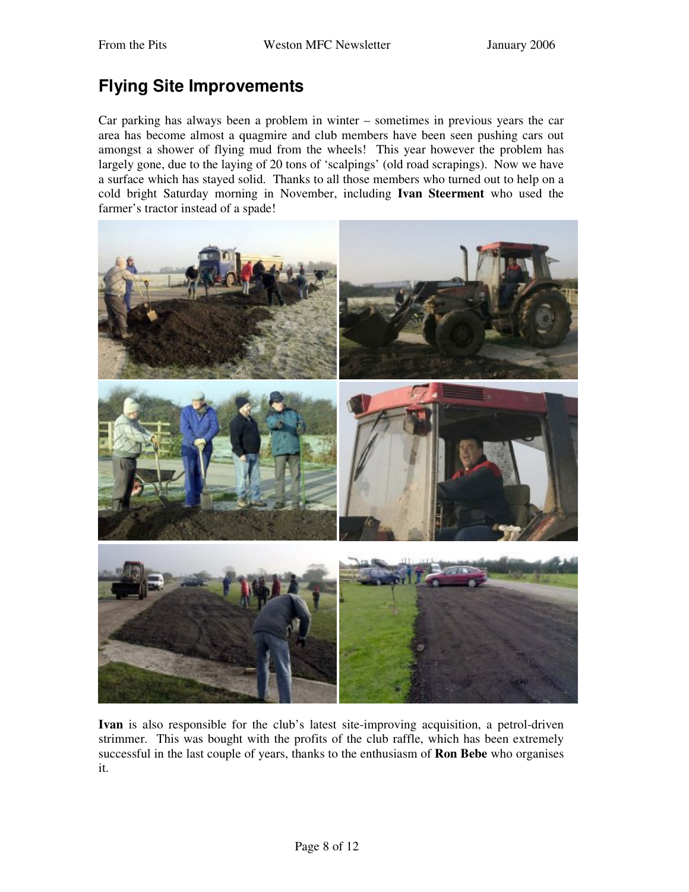## Flying Site Improvements

Car parking has always been a problem in winter – sometimes in previous years the car area has become almost a quagmire and club members have been seen pushing cars out amongst a shower of flying mud from the wheels! This year however the problem has largely gone, due to the laying of 20 tons of 'scalpings' (old road scrapings). Now we have a surface which has stayed solid. Thanks to all those members who turned out to help on a cold bright Saturday morning in November, including **Ivan Steerment** who used the farmer's tractor instead of a spade!

**Ivan** is also responsible for the club's latest site-improving acquisition, a petrol-driven strimmer. This was bought with the profits of the club raffle, which has been extremely successful in the last couple of years, thanks to the enthusiasm of **Ron Bebe** who organises it.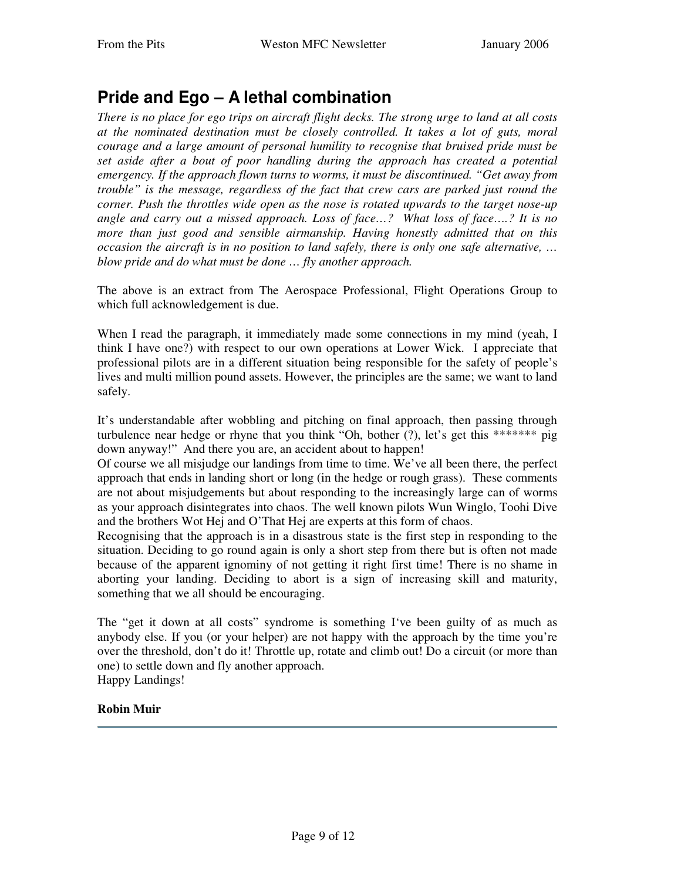## Pride and Ego – A lethal combination

*There is no place for ego trips on aircraft flight decks. The strong urge to land at all costs at the nominated destination must be closely controlled. It takes a lot of guts, moral courage and a large amount of personal humility to recognise that bruised pride must be set aside after a bout of poor handling during the approach has created a potential emergency. If the approach flown turns to worms, it must be discontinued. "Get away from trouble" is the message, regardless of the fact that crew cars are parked just round the corner. Push the throttles wide open as the nose is rotated upwards to the target nose-up angle and carry out a missed approach. Loss of face…? What loss of face….? It is no more than just good and sensible airmanship. Having honestly admitted that on this occasion the aircraft is in no position to land safely, there is only one safe alternative, … blow pride and do what must be done … fly another approach.*

The above is an extract from The Aerospace Professional, Flight Operations Group to which full acknowledgement is due.

When I read the paragraph, it immediately made some connections in my mind (yeah, I think I have one?) with respect to our own operations at Lower Wick. I appreciate that professional pilots are in a different situation being responsible for the safety of people's lives and multi million pound assets. However, the principles are the same; we want to land safely.

It's understandable after wobbling and pitching on final approach, then passing through turbulence near hedge or rhyne that you think "Oh, bother (?), let's get this ******* pig down anyway!" And there you are, an accident about to happen!
Of course we all misjudge our landings from time to time. We've all been there, the perfect approach that ends in landing short or long (in the hedge or rough grass). These comments are not about misjudgements but about responding to the increasingly large can of worms as your approach disintegrates into chaos. The well known pilots Wun Winglo, Toohi Dive and the brothers Wot Hej and O'That Hej are experts at this form of chaos.
Recognising that the approach is in a disastrous state is the first step in responding to the situation. Deciding to go round again is only a short step from there but is often not made because of the apparent ignominy of not getting it right first time! There is no shame in aborting your landing. Deciding to abort is a sign of increasing skill and maturity, something that we all should be encouraging.

The "get it down at all costs" syndrome is something I've been guilty of as much as anybody else. If you (or your helper) are not happy with the approach by the time you're over the threshold, don't do it! Throttle up, rotate and climb out! Do a circuit (or more than one) to settle down and fly another approach.
Happy Landings!

**Robin Muir**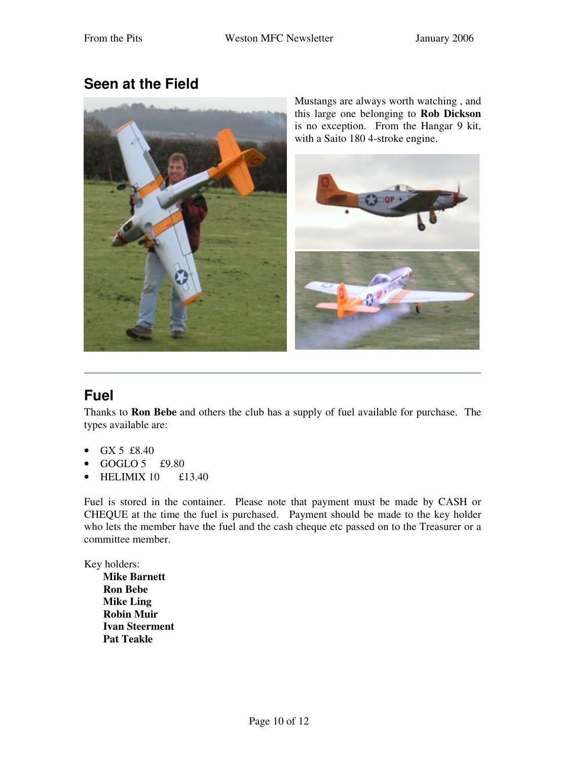## Seen at the Field

Mustangs are always worth watching , and this large one belonging to **Rob Dickson** is no exception. From the Hangar 9 kit, with a Saito 180 4-stroke engine.

---

## Fuel

Thanks to **Ron Bebe** and others the club has a supply of fuel available for purchase. The types available are:

- GX 5 £8.40
- GOGLO 5 £9.80
- HELIMIX 10 £13.40

Fuel is stored in the container. Please note that payment must be made by CASH or CHEQUE at the time the fuel is purchased. Payment should be made to the key holder who lets the member have the fuel and the cash cheque etc passed on to the Treasurer or a committee member.

Key holders:

**Mike Barnett**
**Ron Bebe**
**Mike Ling**
**Robin Muir**
**Ivan Steerment**
**Pat Teakle**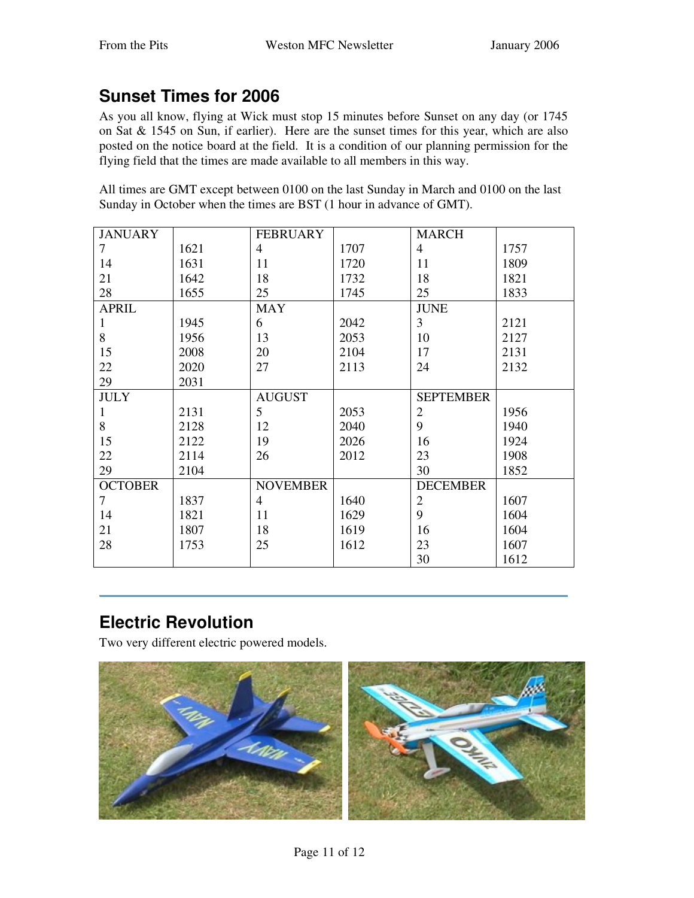## Sunset Times for 2006

As you all know, flying at Wick must stop 15 minutes before Sunset on any day (or 1745 on Sat & 1545 on Sun, if earlier). Here are the sunset times for this year, which are also posted on the notice board at the field. It is a condition of our planning permission for the flying field that the times are made available to all members in this way.

All times are GMT except between 0100 on the last Sunday in March and 0100 on the last Sunday in October when the times are BST (1 hour in advance of GMT).

| JANUARY | | FEBRUARY | | MARCH | |
|---|---|---|---|---|---|
| 7 | 1621 | 4 | 1707 | 4 | 1757 |
| 14 | 1631 | 11 | 1720 | 11 | 1809 |
| 21 | 1642 | 18 | 1732 | 18 | 1821 |
| 28 | 1655 | 25 | 1745 | 25 | 1833 |
| **APRIL** | | **MAY** | | **JUNE** | |
| 1 | 1945 | 6 | 2042 | 3 | 2121 |
| 8 | 1956 | 13 | 2053 | 10 | 2127 |
| 15 | 2008 | 20 | 2104 | 17 | 2131 |
| 22 | 2020 | 27 | 2113 | 24 | 2132 |
| 29 | 2031 | | | | |
| **JULY** | | **AUGUST** | | **SEPTEMBER** | |
| 1 | 2131 | 5 | 2053 | 2 | 1956 |
| 8 | 2128 | 12 | 2040 | 9 | 1940 |
| 15 | 2122 | 19 | 2026 | 16 | 1924 |
| 22 | 2114 | 26 | 2012 | 23 | 1908 |
| 29 | 2104 | | | 30 | 1852 |
| **OCTOBER** | | **NOVEMBER** | | **DECEMBER** | |
| 7 | 1837 | 4 | 1640 | 2 | 1607 |
| 14 | 1821 | 11 | 1629 | 9 | 1604 |
| 21 | 1807 | 18 | 1619 | 16 | 1604 |
| 28 | 1753 | 25 | 1612 | 23 | 1607 |
| | | | | 30 | 1612 |

---

## Electric Revolution

Two very different electric powered models.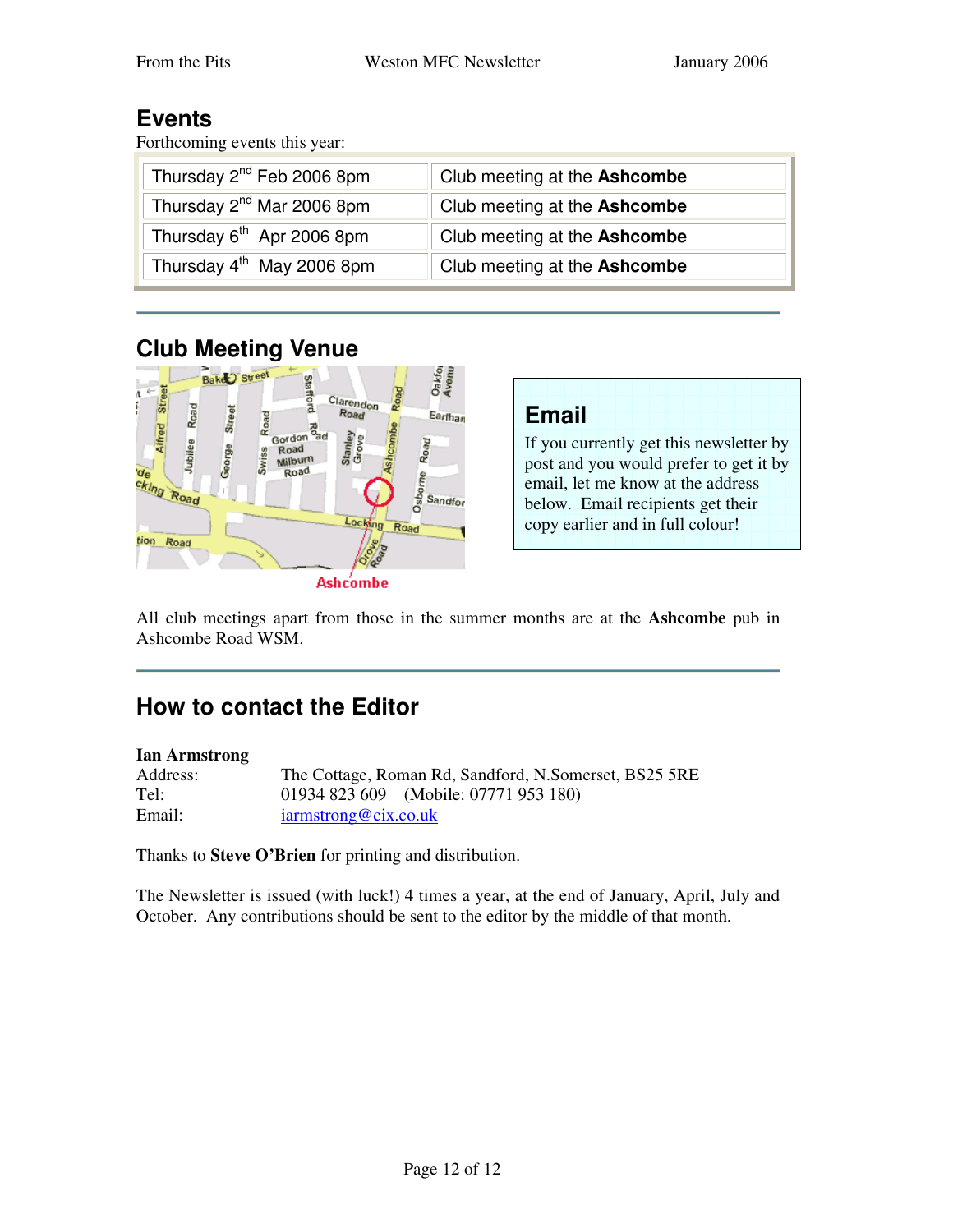## Events

Forthcoming events this year:

| | |
|---|---|
| Thursday 2nd Feb 2006 8pm | Club meeting at the **Ashcombe** |
| Thursday 2nd Mar 2006 8pm | Club meeting at the **Ashcombe** |
| Thursday 6th Apr 2006 8pm | Club meeting at the **Ashcombe** |
| Thursday 4th May 2006 8pm | Club meeting at the **Ashcombe** |

## Club Meeting Venue

Ashcombe

## Email

If you currently get this newsletter by post and you would prefer to get it by email, let me know at the address below. Email recipients get their copy earlier and in full colour!

All club meetings apart from those in the summer months are at the **Ashcombe** pub in Ashcombe Road WSM.

## How to contact the Editor

**Ian Armstrong**

| | |
|---|---|
| Address: | The Cottage, Roman Rd, Sandford, N.Somerset, BS25 5RE |
| Tel: | 01934 823 609 (Mobile: 07771 953 180) |
| Email: | iarmstrong@cix.co.uk |

Thanks to **Steve O'Brien** for printing and distribution.

The Newsletter is issued (with luck!) 4 times a year, at the end of January, April, July and October. Any contributions should be sent to the editor by the middle of that month.